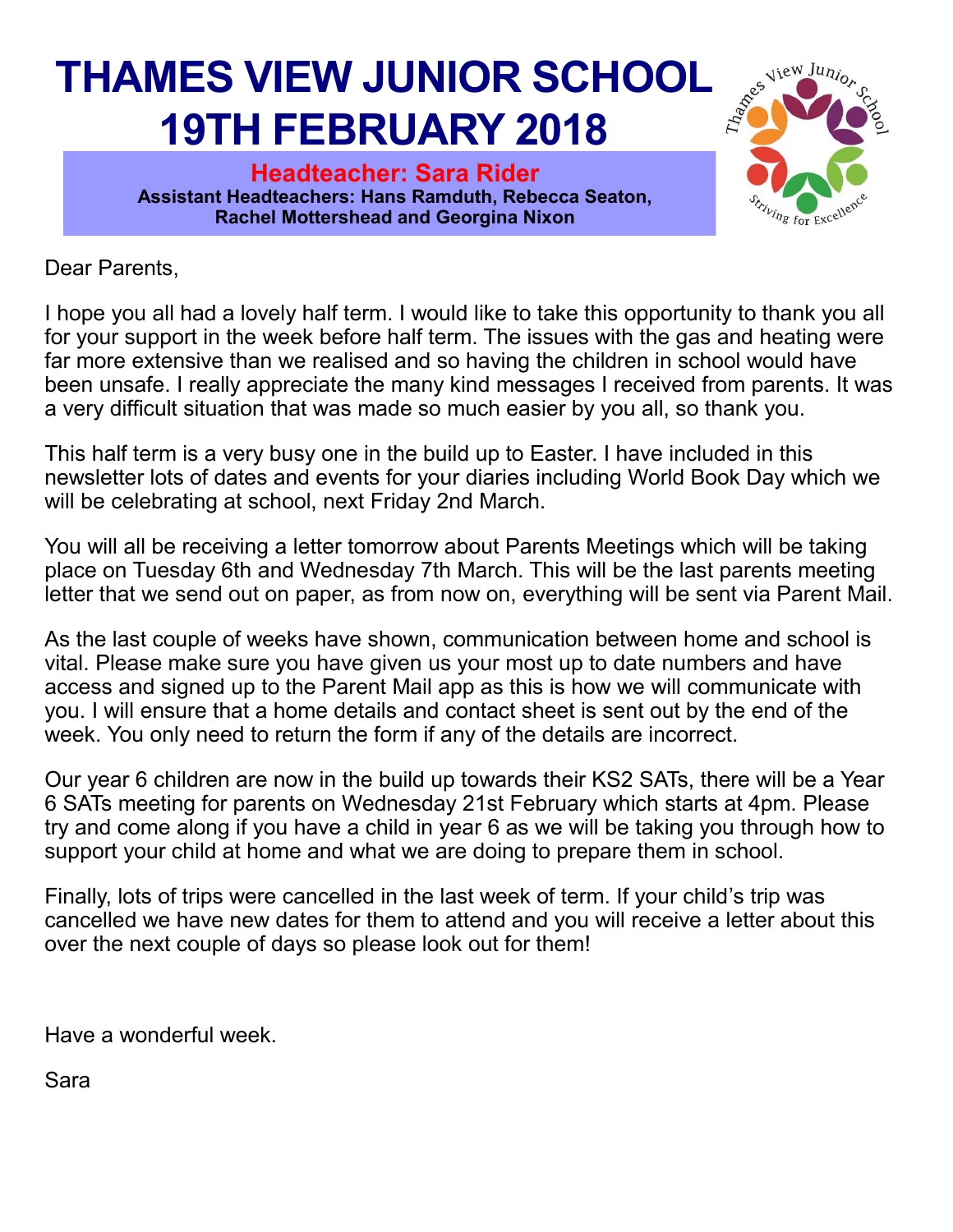# THAMES VIEW JUNIOR SCHOOL
# 19TH FEBRUARY 2018

**Headteacher: Sara Rider**

**Assistant Headteachers: Hans Ramduth, Rebecca Seaton, Rachel Mottershead and Georgina Nixon**

Dear Parents,

I hope you all had a lovely half term. I would like to take this opportunity to thank you all for your support in the week before half term. The issues with the gas and heating were far more extensive than we realised and so having the children in school would have been unsafe. I really appreciate the many kind messages I received from parents. It was a very difficult situation that was made so much easier by you all, so thank you.

This half term is a very busy one in the build up to Easter. I have included in this newsletter lots of dates and events for your diaries including World Book Day which we will be celebrating at school, next Friday 2nd March.

You will all be receiving a letter tomorrow about Parents Meetings which will be taking place on Tuesday 6th and Wednesday 7th March. This will be the last parents meeting letter that we send out on paper, as from now on, everything will be sent via Parent Mail.

As the last couple of weeks have shown, communication between home and school is vital. Please make sure you have given us your most up to date numbers and have access and signed up to the Parent Mail app as this is how we will communicate with you. I will ensure that a home details and contact sheet is sent out by the end of the week. You only need to return the form if any of the details are incorrect.

Our year 6 children are now in the build up towards their KS2 SATs, there will be a Year 6 SATs meeting for parents on Wednesday 21st February which starts at 4pm. Please try and come along if you have a child in year 6 as we will be taking you through how to support your child at home and what we are doing to prepare them in school.

Finally, lots of trips were cancelled in the last week of term. If your child's trip was cancelled we have new dates for them to attend and you will receive a letter about this over the next couple of days so please look out for them!

Have a wonderful week.

Sara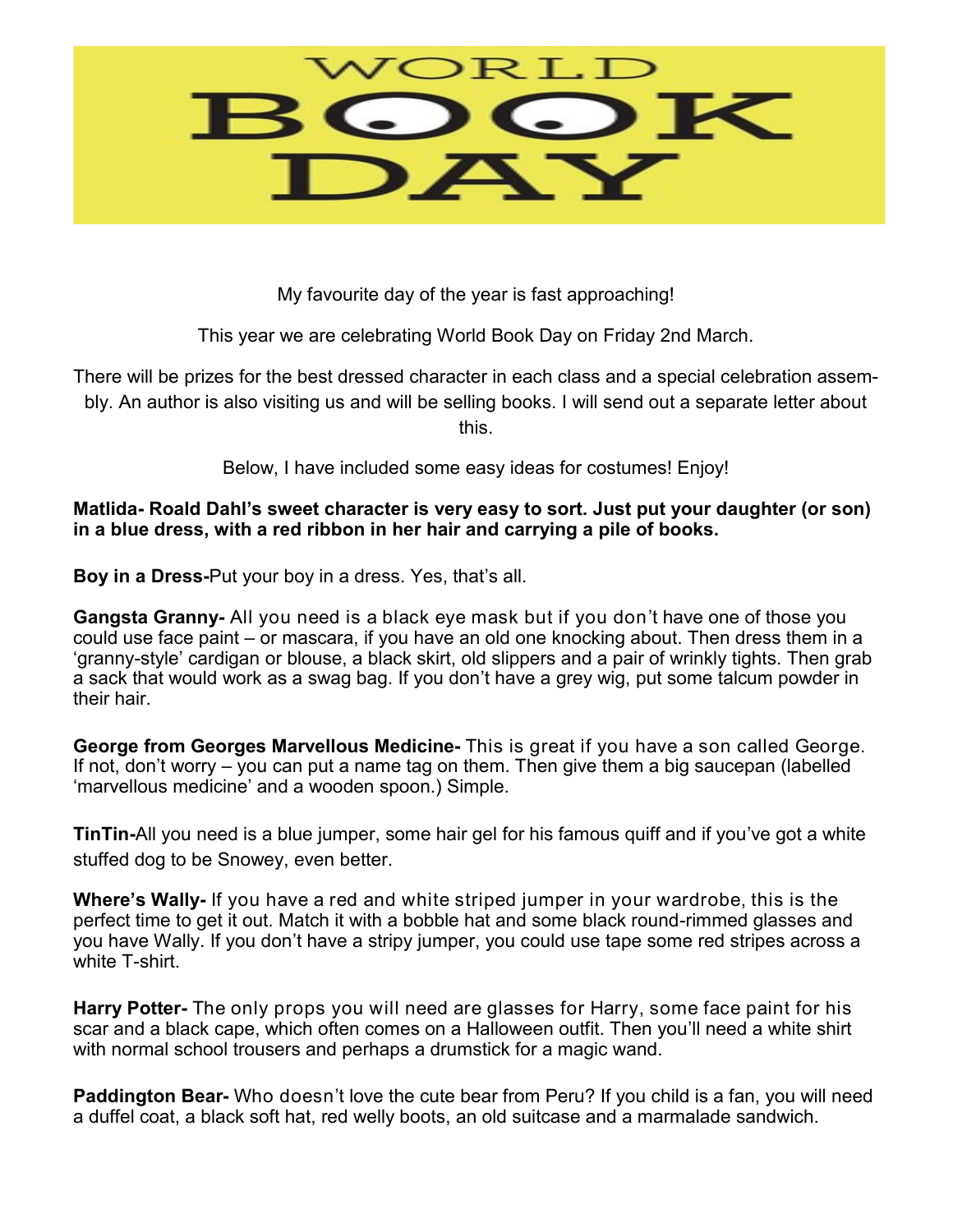# WORLD BOOK DAY

My favourite day of the year is fast approaching!

This year we are celebrating World Book Day on Friday 2nd March.

There will be prizes for the best dressed character in each class and a special celebration assembly. An author is also visiting us and will be selling books. I will send out a separate letter about this.

Below, I have included some easy ideas for costumes! Enjoy!

**Matlida- Roald Dahl's sweet character is very easy to sort. Just put your daughter (or son) in a blue dress, with a red ribbon in her hair and carrying a pile of books.**

**Boy in a Dress-**Put your boy in a dress. Yes, that's all.

**Gangsta Granny-** All you need is a black eye mask but if you don't have one of those you could use face paint – or mascara, if you have an old one knocking about. Then dress them in a 'granny-style' cardigan or blouse, a black skirt, old slippers and a pair of wrinkly tights. Then grab a sack that would work as a swag bag. If you don't have a grey wig, put some talcum powder in their hair.

**George from Georges Marvellous Medicine-** This is great if you have a son called George. If not, don't worry – you can put a name tag on them. Then give them a big saucepan (labelled 'marvellous medicine' and a wooden spoon.) Simple.

**TinTin-**All you need is a blue jumper, some hair gel for his famous quiff and if you've got a white stuffed dog to be Snowey, even better.

**Where's Wally-** If you have a red and white striped jumper in your wardrobe, this is the perfect time to get it out. Match it with a bobble hat and some black round-rimmed glasses and you have Wally. If you don't have a stripy jumper, you could use tape some red stripes across a white T-shirt.

**Harry Potter-** The only props you will need are glasses for Harry, some face paint for his scar and a black cape, which often comes on a Halloween outfit. Then you'll need a white shirt with normal school trousers and perhaps a drumstick for a magic wand.

**Paddington Bear-** Who doesn't love the cute bear from Peru? If you child is a fan, you will need a duffel coat, a black soft hat, red welly boots, an old suitcase and a marmalade sandwich.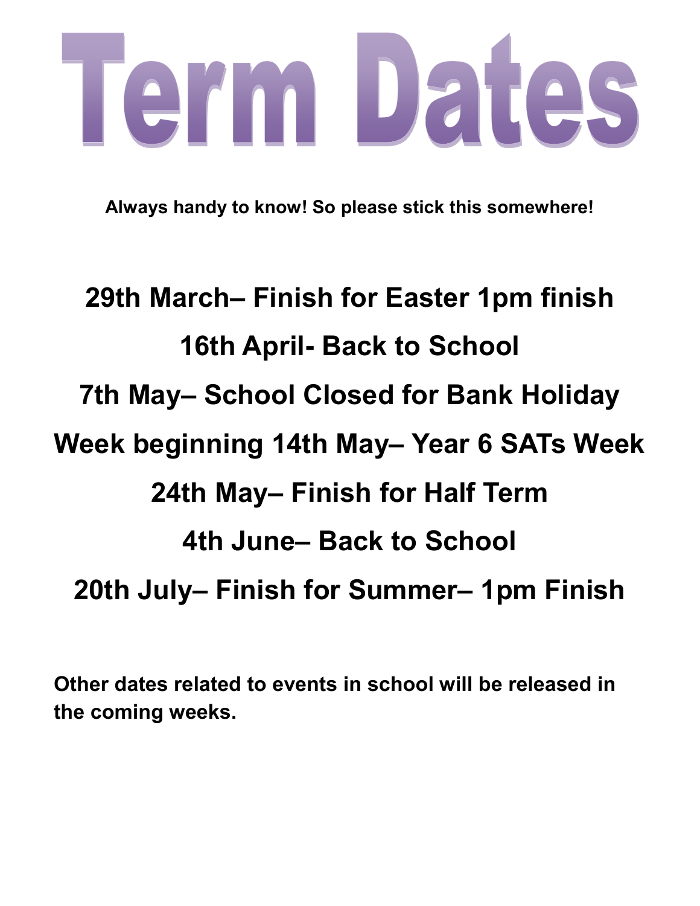# Term Dates

**Always handy to know! So please stick this somewhere!**

## 29th March– Finish for Easter 1pm finish

## 16th April- Back to School

## 7th May– School Closed for Bank Holiday

## Week beginning 14th May– Year 6 SATs Week

## 24th May– Finish for Half Term

## 4th June– Back to School

## 20th July– Finish for Summer– 1pm Finish

**Other dates related to events in school will be released in the coming weeks.**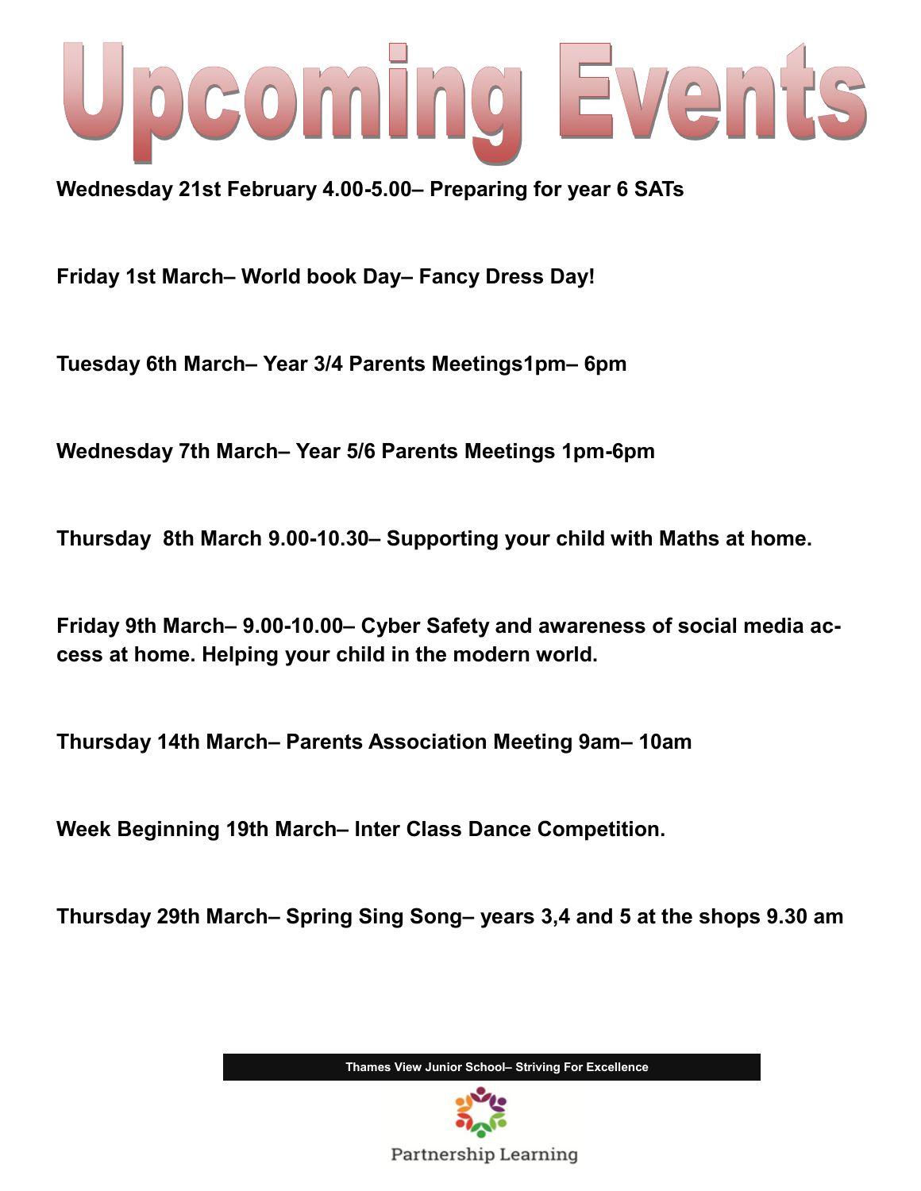# Upcoming Events

**Wednesday 21st February 4.00-5.00– Preparing for year 6 SATs**

**Friday 1st March– World book Day– Fancy Dress Day!**

**Tuesday 6th March– Year 3/4 Parents Meetings1pm– 6pm**

**Wednesday 7th March– Year 5/6 Parents Meetings 1pm-6pm**

**Thursday 8th March 9.00-10.30– Supporting your child with Maths at home.**

**Friday 9th March– 9.00-10.00– Cyber Safety and awareness of social media access at home. Helping your child in the modern world.**

**Thursday 14th March– Parents Association Meeting 9am– 10am**

**Week Beginning 19th March– Inter Class Dance Competition.**

**Thursday 29th March– Spring Sing Song– years 3,4 and 5 at the shops 9.30 am**

**Thames View Junior School– Striving For Excellence**

Partnership Learning